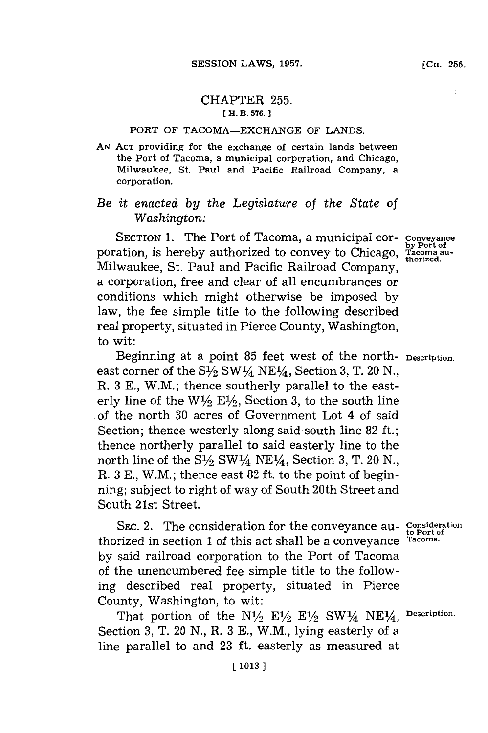# CHAPTER 255.

**[H. B. 576.]**

## PORT OF TACOMA—EXCHANGE OF LANDS.

AN ACT providing for the exchange of certain lands between the Port of Tacoma, a municipal corporation, and Chicago, Milwaukee, St. Paul and Pacific Railroad Company, a corporation.

*Be it enacted by the Legislature of the State of Washington:*

SECTION 1. The Port of Tacoma, a municipal corporation, is hereby authorized to convey to Chicago, Milwaukee, St. Paul and Pacific Railroad Company, a corporation, free and clear of all encumbrances or conditions which might otherwise be imposed by law, the fee simple title to the following described real property, situated in Pierce County, Washington, to wit:

*Conveyance by Port of Tacoma authorized.*

Beginning at a point 85 feet west of the northeast corner of the S½ SW¼ NE¼, Section 3, T. 20 N., R. 3 E., W.M.; thence southerly parallel to the easterly line of the W½ E½, Section 3, to the south line of the north 30 acres of Government Lot 4 of said Section; thence westerly along said south line 82 ft.; thence northerly parallel to said easterly line to the north line of the S½ SW¼ NE¼, Section 3, T. 20 N., R. 3 E., W.M.; thence east 82 ft. to the point of beginning; subject to right of way of South 20th Street and South 21st Street.

*Description.*

SEC. 2. The consideration for the conveyance authorized in section 1 of this act shall be a conveyance by said railroad corporation to the Port of Tacoma of the unencumbered fee simple title to the following described real property, situated in Pierce County, Washington, to wit:

*Consideration to Port of Tacoma.*

That portion of the N½ E½ E½ SW¼ NE¼, Section 3, T. 20 N., R. 3 E., W.M., lying easterly of a line parallel to and 23 ft. easterly as measured at

*Description.*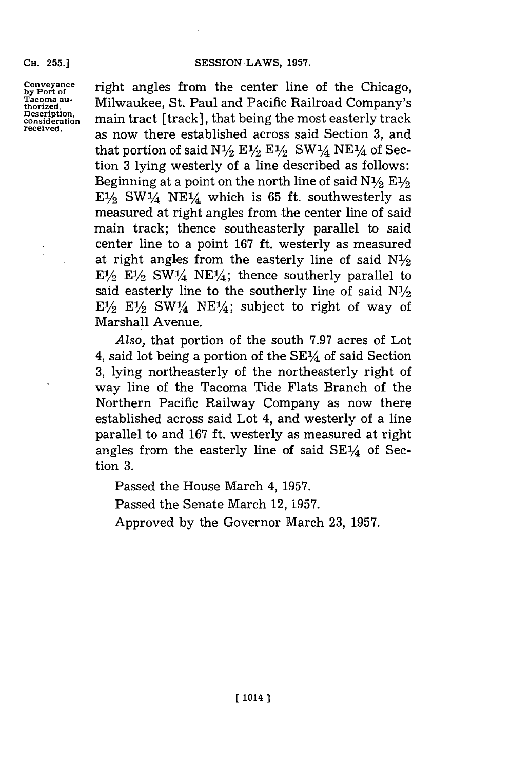Conveyance by Port of Tacoma authorized. Description, consideration received.

right angles from the center line of the Chicago, Milwaukee, St. Paul and Pacific Railroad Company's main tract [track], that being the most easterly track as now there established across said Section 3, and that portion of said N½ E½ E½ SW¼ NE¼ of Section 3 lying westerly of a line described as follows: Beginning at a point on the north line of said N½ E½ E½ SW¼ NE¼ which is 65 ft. southwesterly as measured at right angles from the center line of said main track; thence southeasterly parallel to said center line to a point 167 ft. westerly as measured at right angles from the easterly line of said N½ E½ E½ SW¼ NE¼; thence southerly parallel to said easterly line to the southerly line of said N½ E½ E½ SW¼ NE¼; subject to right of way of Marshall Avenue.

*Also,* that portion of the south 7.97 acres of Lot 4, said lot being a portion of the SE¼ of said Section 3, lying northeasterly of the northeasterly right of way line of the Tacoma Tide Flats Branch of the Northern Pacific Railway Company as now there established across said Lot 4, and westerly of a line parallel to and 167 ft. westerly as measured at right angles from the easterly line of said SE¼ of Section 3.

Passed the House March 4, 1957.

Passed the Senate March 12, 1957.

Approved by the Governor March 23, 1957.